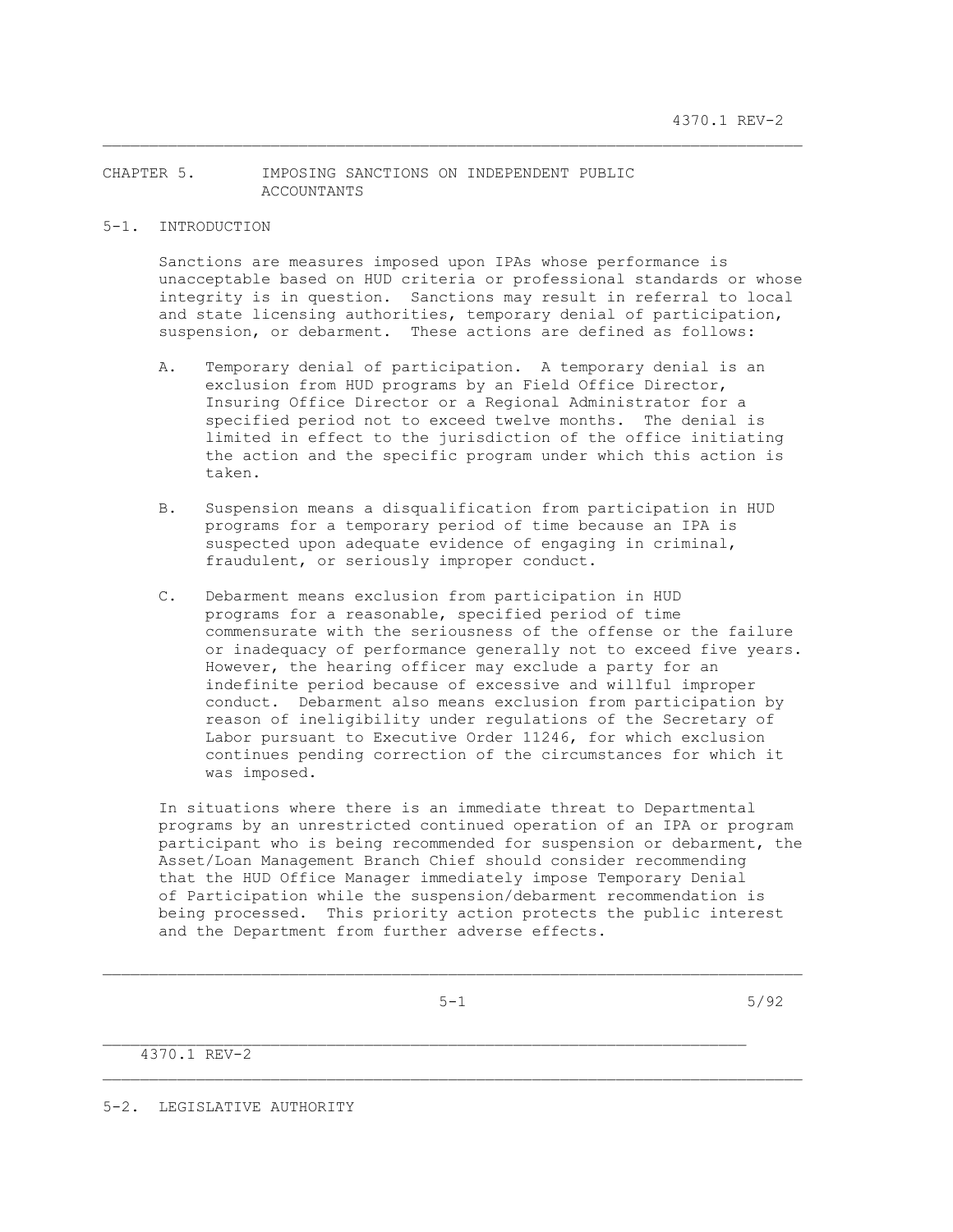## CHAPTER 5. IMPOSING SANCTIONS ON INDEPENDENT PUBLIC ACCOUNTANTS

### 5-1. INTRODUCTION

Sanctions are measures imposed upon IPAs whose performance is unacceptable based on HUD criteria or professional standards or whose integrity is in question. Sanctions may result in referral to local and state licensing authorities, temporary denial of participation, suspension, or debarment. These actions are defined as follows:

A. Temporary denial of participation. A temporary denial is an exclusion from HUD programs by an Field Office Director, Insuring Office Director or a Regional Administrator for a specified period not to exceed twelve months. The denial is limited in effect to the jurisdiction of the office initiating the action and the specific program under which this action is taken.

B. Suspension means a disqualification from participation in HUD programs for a temporary period of time because an IPA is suspected upon adequate evidence of engaging in criminal, fraudulent, or seriously improper conduct.

C. Debarment means exclusion from participation in HUD programs for a reasonable, specified period of time commensurate with the seriousness of the offense or the failure or inadequacy of performance generally not to exceed five years. However, the hearing officer may exclude a party for an indefinite period because of excessive and willful improper conduct. Debarment also means exclusion from participation by reason of ineligibility under regulations of the Secretary of Labor pursuant to Executive Order 11246, for which exclusion continues pending correction of the circumstances for which it was imposed.

In situations where there is an immediate threat to Departmental programs by an unrestricted continued operation of an IPA or program participant who is being recommended for suspension or debarment, the Asset/Loan Management Branch Chief should consider recommending that the HUD Office Manager immediately impose Temporary Denial of Participation while the suspension/debarment recommendation is being processed. This priority action protects the public interest and the Department from further adverse effects.

### 5-2. LEGISLATIVE AUTHORITY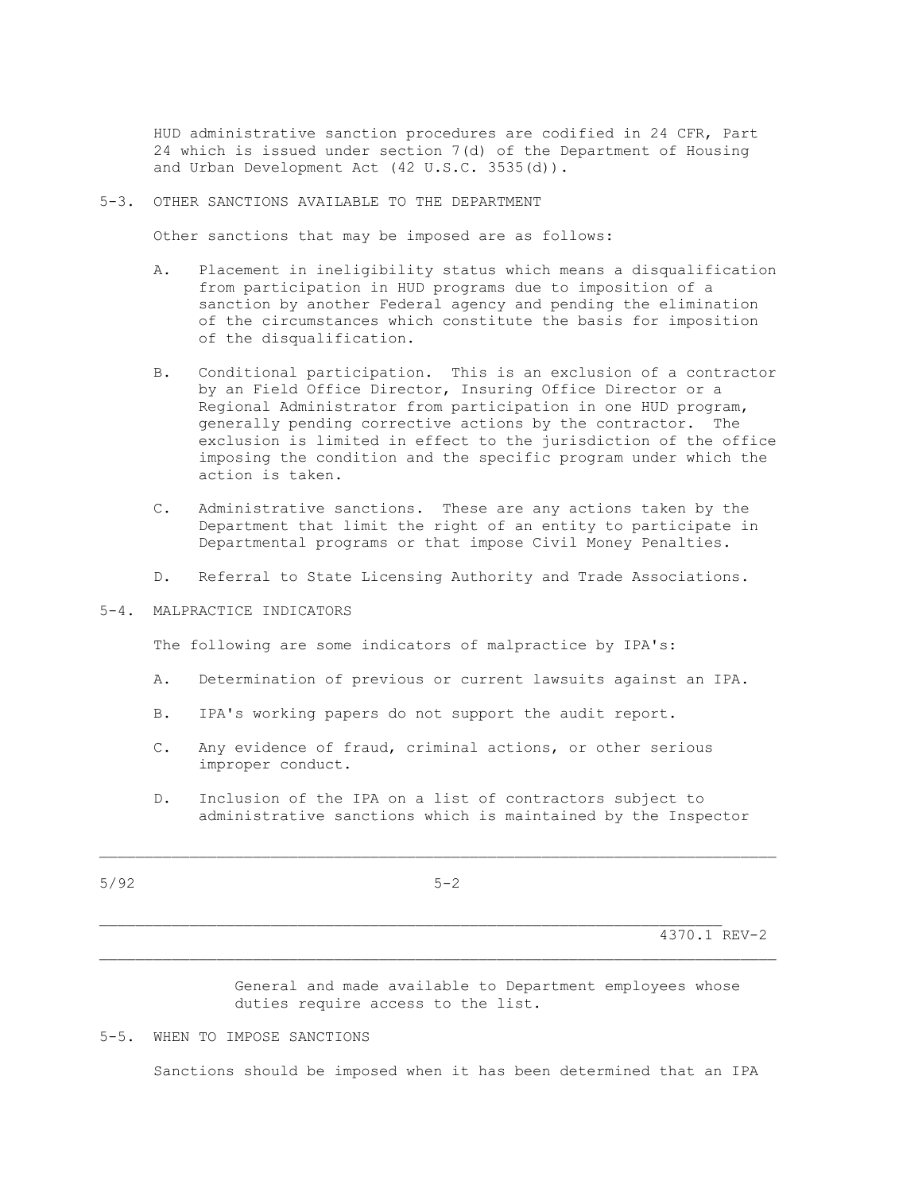HUD administrative sanction procedures are codified in 24 CFR, Part 24 which is issued under section 7(d) of the Department of Housing and Urban Development Act (42 U.S.C. 3535(d)).

## 5-3. OTHER SANCTIONS AVAILABLE TO THE DEPARTMENT

Other sanctions that may be imposed are as follows:

A. Placement in ineligibility status which means a disqualification from participation in HUD programs due to imposition of a sanction by another Federal agency and pending the elimination of the circumstances which constitute the basis for imposition of the disqualification.

B. Conditional participation. This is an exclusion of a contractor by an Field Office Director, Insuring Office Director or a Regional Administrator from participation in one HUD program, generally pending corrective actions by the contractor. The exclusion is limited in effect to the jurisdiction of the office imposing the condition and the specific program under which the action is taken.

C. Administrative sanctions. These are any actions taken by the Department that limit the right of an entity to participate in Departmental programs or that impose Civil Money Penalties.

D. Referral to State Licensing Authority and Trade Associations.

## 5-4. MALPRACTICE INDICATORS

The following are some indicators of malpractice by IPA's:

A. Determination of previous or current lawsuits against an IPA.

B. IPA's working papers do not support the audit report.

C. Any evidence of fraud, criminal actions, or other serious improper conduct.

D. Inclusion of the IPA on a list of contractors subject to administrative sanctions which is maintained by the Inspector General and made available to Department employees whose duties require access to the list.

## 5-5. WHEN TO IMPOSE SANCTIONS

Sanctions should be imposed when it has been determined that an IPA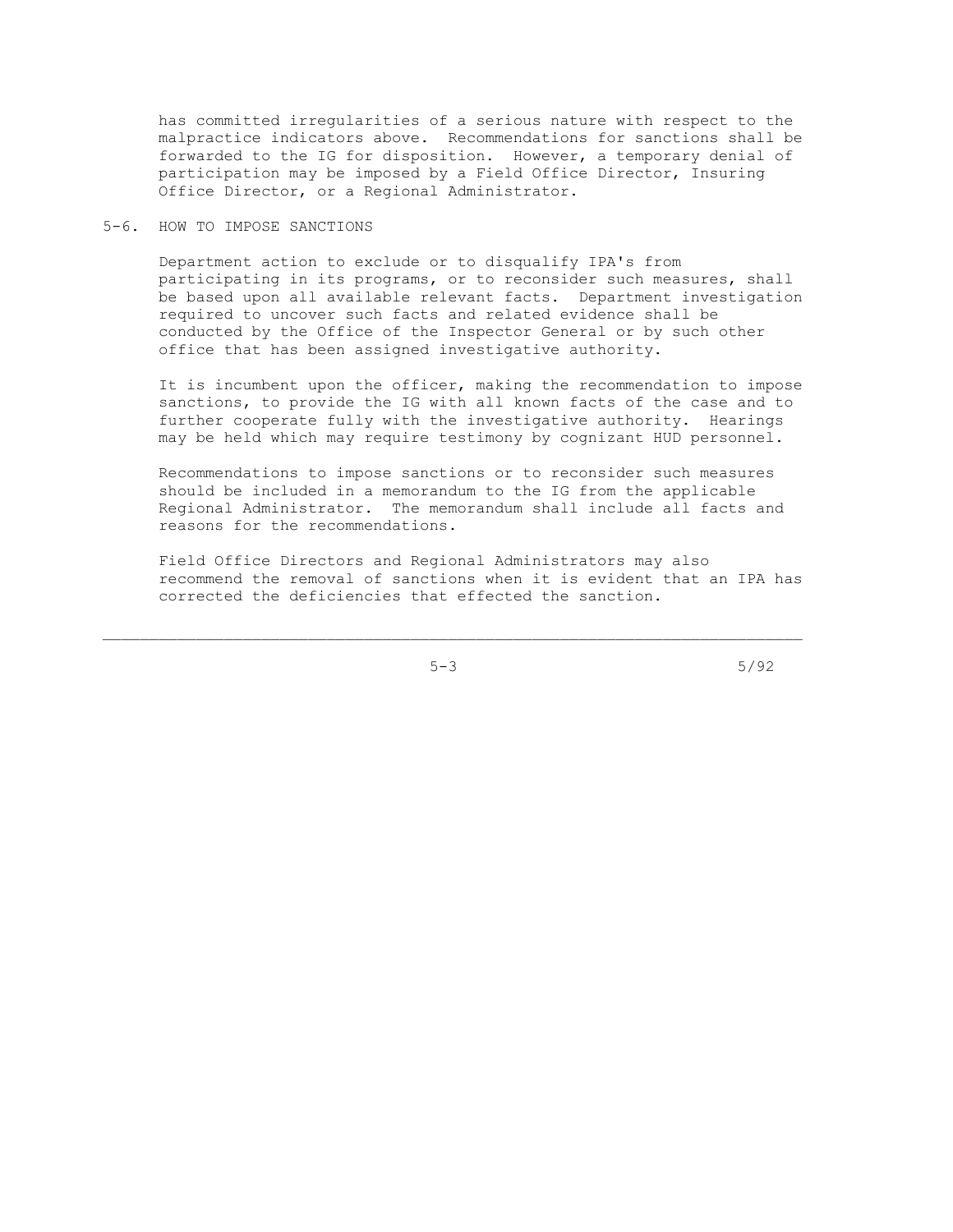has committed irregularities of a serious nature with respect to the malpractice indicators above. Recommendations for sanctions shall be forwarded to the IG for disposition. However, a temporary denial of participation may be imposed by a Field Office Director, Insuring Office Director, or a Regional Administrator.

## 5-6. HOW TO IMPOSE SANCTIONS

Department action to exclude or to disqualify IPA's from participating in its programs, or to reconsider such measures, shall be based upon all available relevant facts. Department investigation required to uncover such facts and related evidence shall be conducted by the Office of the Inspector General or by such other office that has been assigned investigative authority.

It is incumbent upon the officer, making the recommendation to impose sanctions, to provide the IG with all known facts of the case and to further cooperate fully with the investigative authority. Hearings may be held which may require testimony by cognizant HUD personnel.

Recommendations to impose sanctions or to reconsider such measures should be included in a memorandum to the IG from the applicable Regional Administrator. The memorandum shall include all facts and reasons for the recommendations.

Field Office Directors and Regional Administrators may also recommend the removal of sanctions when it is evident that an IPA has corrected the deficiencies that effected the sanction.